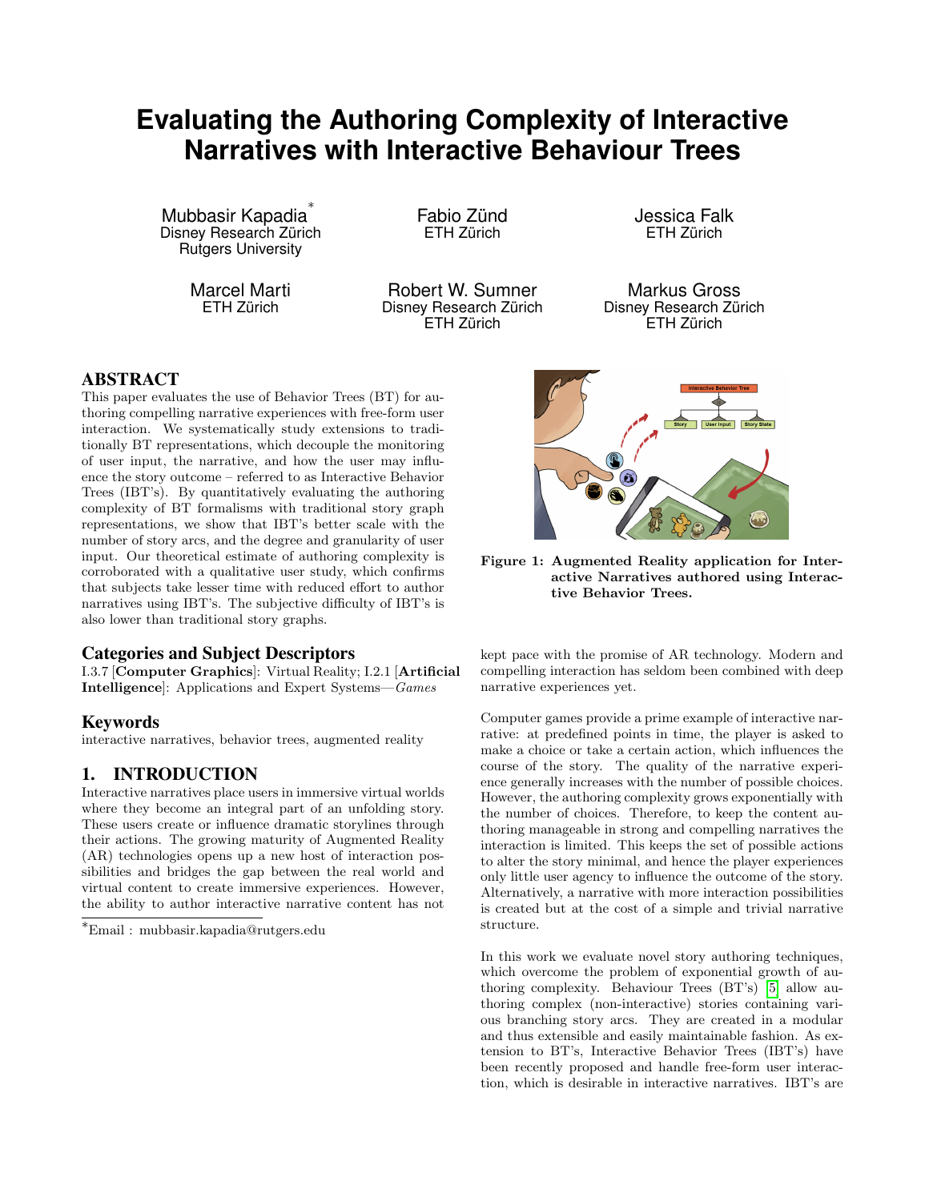# Evaluating the Authoring Complexity of Interactive Narratives with Interactive Behaviour Trees

Mubbasir Kapadia*
Disney Research Zürich
Rutgers University

Fabio Zünd
ETH Zürich

Jessica Falk
ETH Zürich

Marcel Marti
ETH Zürich

Robert W. Sumner
Disney Research Zürich
ETH Zürich

Markus Gross
Disney Research Zürich
ETH Zürich

## ABSTRACT

This paper evaluates the use of Behavior Trees (BT) for authoring compelling narrative experiences with free-form user interaction. We systematically study extensions to traditionally BT representations, which decouple the monitoring of user input, the narrative, and how the user may influence the story outcome – referred to as Interactive Behavior Trees (IBT's). By quantitatively evaluating the authoring complexity of BT formalisms with traditional story graph representations, we show that IBT's better scale with the number of story arcs, and the degree and granularity of user input. Our theoretical estimate of authoring complexity is corroborated with a qualitative user study, which confirms that subjects take lesser time with reduced effort to author narratives using IBT's. The subjective difficulty of IBT's is also lower than traditional story graphs.

**Figure 1: Augmented Reality application for Interactive Narratives authored using Interactive Behavior Trees.**

## Categories and Subject Descriptors

I.3.7 [**Computer Graphics**]: Virtual Reality; I.2.1 [**Artificial Intelligence**]: Applications and Expert Systems—*Games*

## Keywords

interactive narratives, behavior trees, augmented reality

## 1. INTRODUCTION

Interactive narratives place users in immersive virtual worlds where they become an integral part of an unfolding story. These users create or influence dramatic storylines through their actions. The growing maturity of Augmented Reality (AR) technologies opens up a new host of interaction possibilities and bridges the gap between the real world and virtual content to create immersive experiences. However, the ability to author interactive narrative content has not kept pace with the promise of AR technology. Modern and compelling interaction has seldom been combined with deep narrative experiences yet.

Computer games provide a prime example of interactive narrative: at predefined points in time, the player is asked to make a choice or take a certain action, which influences the course of the story. The quality of the narrative experience generally increases with the number of possible choices. However, the authoring complexity grows exponentially with the number of choices. Therefore, to keep the content authoring manageable in strong and compelling narratives the interaction is limited. This keeps the set of possible actions to alter the story minimal, and hence the player experiences only little user agency to influence the outcome of the story. Alternatively, a narrative with more interaction possibilities is created but at the cost of a simple and trivial narrative structure.

In this work we evaluate novel story authoring techniques, which overcome the problem of exponential growth of authoring complexity. Behaviour Trees (BT's) [5] allow authoring complex (non-interactive) stories containing various branching story arcs. They are created in a modular and thus extensible and easily maintainable fashion. As extension to BT's, Interactive Behavior Trees (IBT's) have been recently proposed and handle free-form user interaction, which is desirable in interactive narratives. IBT's are

*Email : mubbasir.kapadia@rutgers.edu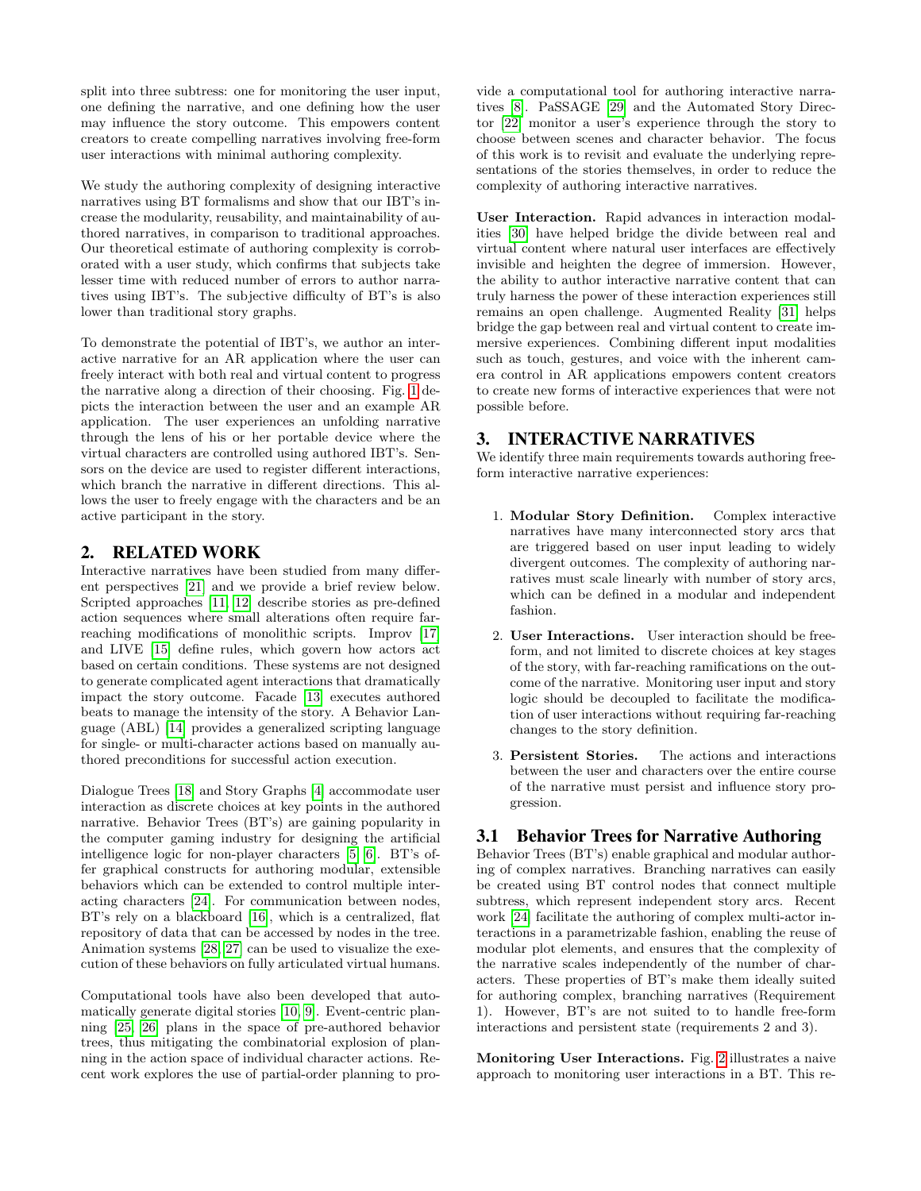split into three subtress: one for monitoring the user input, one defining the narrative, and one defining how the user may influence the story outcome. This empowers content creators to create compelling narratives involving free-form user interactions with minimal authoring complexity.

We study the authoring complexity of designing interactive narratives using BT formalisms and show that our IBT's increase the modularity, reusability, and maintainability of authored narratives, in comparison to traditional approaches. Our theoretical estimate of authoring complexity is corroborated with a user study, which confirms that subjects take lesser time with reduced number of errors to author narratives using IBT's. The subjective difficulty of BT's is also lower than traditional story graphs.

To demonstrate the potential of IBT's, we author an interactive narrative for an AR application where the user can freely interact with both real and virtual content to progress the narrative along a direction of their choosing. Fig. 1 depicts the interaction between the user and an example AR application. The user experiences an unfolding narrative through the lens of his or her portable device where the virtual characters are controlled using authored IBT's. Sensors on the device are used to register different interactions, which branch the narrative in different directions. This allows the user to freely engage with the characters and be an active participant in the story.

## 2. RELATED WORK

Interactive narratives have been studied from many different perspectives [21] and we provide a brief review below. Scripted approaches [11, 12] describe stories as pre-defined action sequences where small alterations often require far-reaching modifications of monolithic scripts. Improv [17] and LIVE [15] define rules, which govern how actors act based on certain conditions. These systems are not designed to generate complicated agent interactions that dramatically impact the story outcome. Facade [13] executes authored beats to manage the intensity of the story. A Behavior Language (ABL) [14] provides a generalized scripting language for single- or multi-character actions based on manually authored preconditions for successful action execution.

Dialogue Trees [18] and Story Graphs [4] accommodate user interaction as discrete choices at key points in the authored narrative. Behavior Trees (BT's) are gaining popularity in the computer gaming industry for designing the artificial intelligence logic for non-player characters [5, 6]. BT's offer graphical constructs for authoring modular, extensible behaviors which can be extended to control multiple interacting characters [24]. For communication between nodes, BT's rely on a blackboard [16], which is a centralized, flat repository of data that can be accessed by nodes in the tree. Animation systems [28, 27] can be used to visualize the execution of these behaviors on fully articulated virtual humans.

Computational tools have also been developed that automatically generate digital stories [10, 9]. Event-centric planning [25, 26] plans in the space of pre-authored behavior trees, thus mitigating the combinatorial explosion of planning in the action space of individual character actions. Recent work explores the use of partial-order planning to provide a computational tool for authoring interactive narratives [8]. PaSSAGE [29] and the Automated Story Director [22] monitor a user's experience through the story to choose between scenes and character behavior. The focus of this work is to revisit and evaluate the underlying representations of the stories themselves, in order to reduce the complexity of authoring interactive narratives.

**User Interaction.** Rapid advances in interaction modalities [30] have helped bridge the divide between real and virtual content where natural user interfaces are effectively invisible and heighten the degree of immersion. However, the ability to author interactive narrative content that can truly harness the power of these interaction experiences still remains an open challenge. Augmented Reality [31] helps bridge the gap between real and virtual content to create immersive experiences. Combining different input modalities such as touch, gestures, and voice with the inherent camera control in AR applications empowers content creators to create new forms of interactive experiences that were not possible before.

## 3. INTERACTIVE NARRATIVES

We identify three main requirements towards authoring free-form interactive narrative experiences:

1. **Modular Story Definition.** Complex interactive narratives have many interconnected story arcs that are triggered based on user input leading to widely divergent outcomes. The complexity of authoring narratives must scale linearly with number of story arcs, which can be defined in a modular and independent fashion.
2. **User Interactions.** User interaction should be free-form, and not limited to discrete choices at key stages of the story, with far-reaching ramifications on the outcome of the narrative. Monitoring user input and story logic should be decoupled to facilitate the modification of user interactions without requiring far-reaching changes to the story definition.
3. **Persistent Stories.** The actions and interactions between the user and characters over the entire course of the narrative must persist and influence story progression.

### 3.1 Behavior Trees for Narrative Authoring

Behavior Trees (BT's) enable graphical and modular authoring of complex narratives. Branching narratives can easily be created using BT control nodes that connect multiple subtress, which represent independent story arcs. Recent work [24] facilitate the authoring of complex multi-actor interactions in a parametrizable fashion, enabling the reuse of modular plot elements, and ensures that the complexity of the narrative scales independently of the number of characters. These properties of BT's make them ideally suited for authoring complex, branching narratives (Requirement 1). However, BT's are not suited to to handle free-form interactions and persistent state (requirements 2 and 3).

**Monitoring User Interactions.** Fig. 2 illustrates a naive approach to monitoring user interactions in a BT. This re-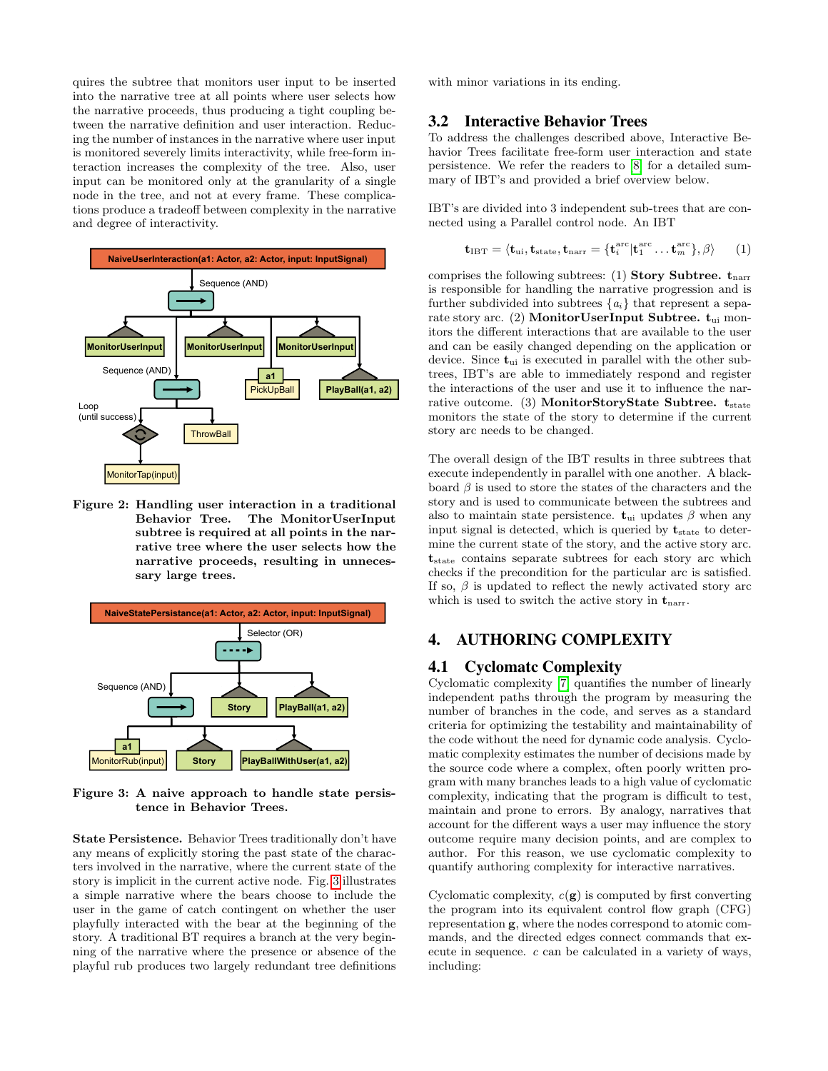quires the subtree that monitors user input to be inserted into the narrative tree at all points where user selects how the narrative proceeds, thus producing a tight coupling between the narrative definition and user interaction. Reducing the number of instances in the narrative where user input is monitored severely limits interactivity, while free-form interaction increases the complexity of the tree. Also, user input can be monitored only at the granularity of a single node in the tree, and not at every frame. These complications produce a tradeoff between complexity in the narrative and degree of interactivity.

**Figure 2: Handling user interaction in a traditional Behavior Tree. The MonitorUserInput subtree is required at all points in the narrative tree where the user selects how the narrative proceeds, resulting in unnecessary large trees.**

**Figure 3: A naive approach to handle state persistence in Behavior Trees.**

**State Persistence.** Behavior Trees traditionally don't have any means of explicitly storing the past state of the characters involved in the narrative, where the current state of the story is implicit in the current active node. Fig. 3 illustrates a simple narrative where the bears choose to include the user in the game of catch contingent on whether the user playfully interacted with the bear at the beginning of the story. A traditional BT requires a branch at the very beginning of the narrative where the presence or absence of the playful rub produces two largely redundant tree definitions with minor variations in its ending.

## 3.2 Interactive Behavior Trees

To address the challenges described above, Interactive Behavior Trees facilitate free-form user interaction and state persistence. We refer the readers to [8] for a detailed summary of IBT's and provided a brief overview below.

IBT's are divided into 3 independent sub-trees that are connected using a Parallel control node. An IBT

$$\mathbf{t}_{\text{IBT}} = \langle \mathbf{t}_{\text{ui}}, \mathbf{t}_{\text{state}}, \mathbf{t}_{\text{narr}} = \{\mathbf{t}_i^{\text{arc}} | \mathbf{t}_1^{\text{arc}} \ldots \mathbf{t}_m^{\text{arc}}\}, \beta \rangle \quad (1)$$

comprises the following subtrees: (1) **Story Subtree.** $\mathbf{t}_{\text{narr}}$ is responsible for handling the narrative progression and is further subdivided into subtrees $\{a_i\}$ that represent a separate story arc. (2) **MonitorUserInput Subtree.** $\mathbf{t}_{\text{ui}}$ monitors the different interactions that are available to the user and can be easily changed depending on the application or device. Since $\mathbf{t}_{\text{ui}}$ is executed in parallel with the other subtrees, IBT's are able to immediately respond and register the interactions of the user and use it to influence the narrative outcome. (3) **MonitorStoryState Subtree.** $\mathbf{t}_{\text{state}}$ monitors the state of the story to determine if the current story arc needs to be changed.

The overall design of the IBT results in three subtrees that execute independently in parallel with one another. A blackboard $\beta$ is used to store the states of the characters and the story and is used to communicate between the subtrees and also to maintain state persistence. $\mathbf{t}_{\text{ui}}$ updates $\beta$ when any input signal is detected, which is queried by $\mathbf{t}_{\text{state}}$ to determine the current state of the story, and the active story arc. $\mathbf{t}_{\text{state}}$ contains separate subtrees for each story arc which checks if the precondition for the particular arc is satisfied. If so, $\beta$ is updated to reflect the newly activated story arc which is used to switch the active story in $\mathbf{t}_{\text{narr}}$.

# 4. AUTHORING COMPLEXITY

## 4.1 Cyclomatc Complexity

Cyclomatic complexity [7] quantifies the number of linearly independent paths through the program by measuring the number of branches in the code, and serves as a standard criteria for optimizing the testability and maintainability of the code without the need for dynamic code analysis. Cyclomatic complexity estimates the number of decisions made by the source code where a complex, often poorly written program with many branches leads to a high value of cyclomatic complexity, indicating that the program is difficult to test, maintain and prone to errors. By analogy, narratives that account for the different ways a user may influence the story outcome require many decision points, and are complex to author. For this reason, we use cyclomatic complexity to quantify authoring complexity for interactive narratives.

Cyclomatic complexity, $c(\mathbf{g})$ is computed by first converting the program into its equivalent control flow graph (CFG) representation $\mathbf{g}$, where the nodes correspond to atomic commands, and the directed edges connect commands that execute in sequence. $c$ can be calculated in a variety of ways, including: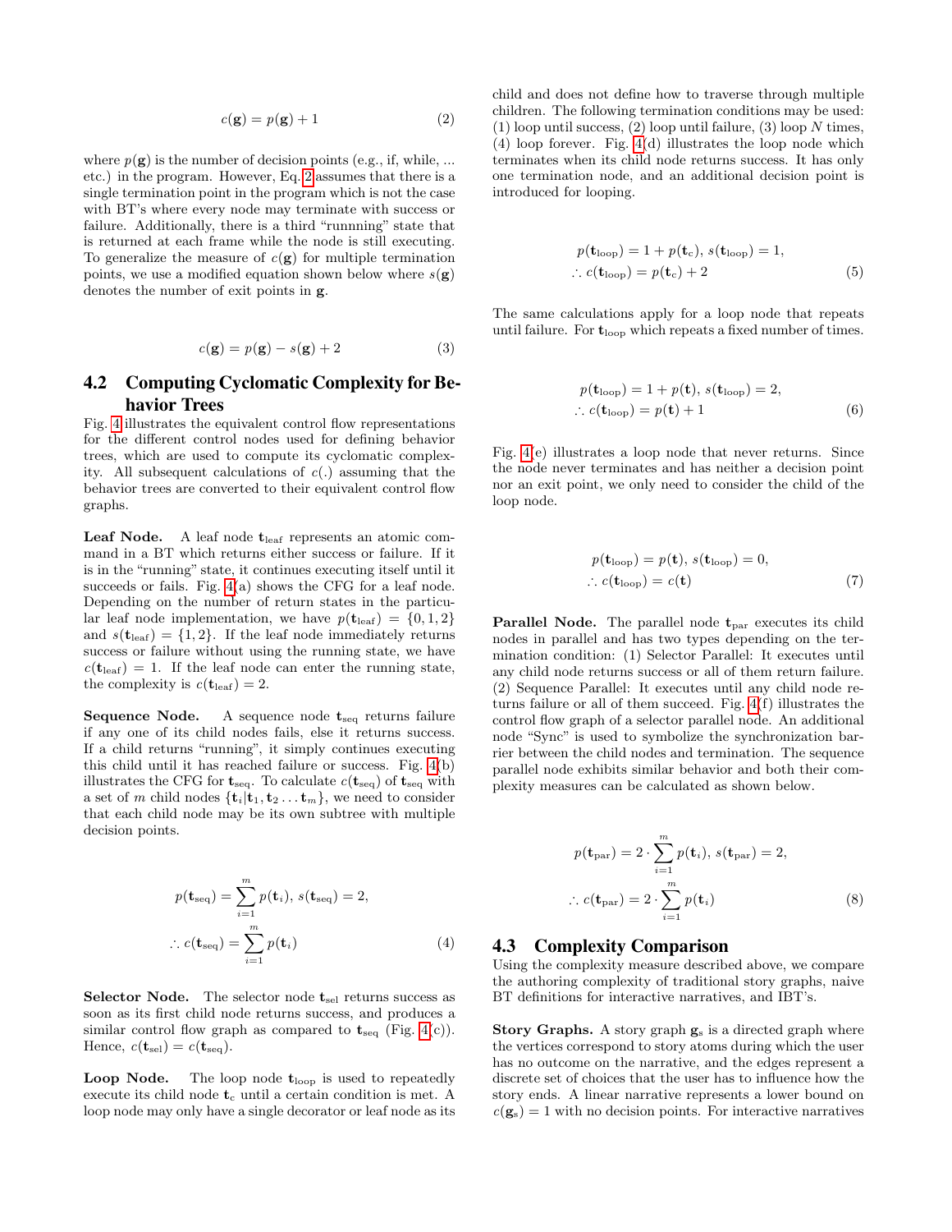$$c(\mathbf{g}) = p(\mathbf{g}) + 1 \tag{2}$$

where $p(\mathbf{g})$ is the number of decision points (e.g., if, while, ... etc.) in the program. However, Eq. 2 assumes that there is a single termination point in the program which is not the case with BT's where every node may terminate with success or failure. Additionally, there is a third "runnning" state that is returned at each frame while the node is still executing. To generalize the measure of $c(\mathbf{g})$ for multiple termination points, we use a modified equation shown below where $s(\mathbf{g})$ denotes the number of exit points in $\mathbf{g}$.

$$c(\mathbf{g}) = p(\mathbf{g}) - s(\mathbf{g}) + 2 \tag{3}$$

## 4.2 Computing Cyclomatic Complexity for Behavior Trees

Fig. 4 illustrates the equivalent control flow representations for the different control nodes used for defining behavior trees, which are used to compute its cyclomatic complexity. All subsequent calculations of $c(.)$ assuming that the behavior trees are converted to their equivalent control flow graphs.

**Leaf Node.** A leaf node $\mathbf{t}_{\text{leaf}}$ represents an atomic command in a BT which returns either success or failure. If it is in the "running" state, it continues executing itself until it succeeds or fails. Fig. 4(a) shows the CFG for a leaf node. Depending on the number of return states in the particular leaf node implementation, we have $p(\mathbf{t}_{\text{leaf}}) = \{0, 1, 2\}$ and $s(\mathbf{t}_{\text{leaf}}) = \{1, 2\}$. If the leaf node immediately returns success or failure without using the running state, we have $c(\mathbf{t}_{\text{leaf}}) = 1$. If the leaf node can enter the running state, the complexity is $c(\mathbf{t}_{\text{leaf}}) = 2$.

**Sequence Node.** A sequence node $\mathbf{t}_{\text{seq}}$ returns failure if any one of its child nodes fails, else it returns success. If a child returns "running", it simply continues executing this child until it has reached failure or success. Fig. 4(b) illustrates the CFG for $\mathbf{t}_{\text{seq}}$. To calculate $c(\mathbf{t}_{\text{seq}})$ of $\mathbf{t}_{\text{seq}}$ with a set of $m$ child nodes $\{\mathbf{t}_i | \mathbf{t}_1, \mathbf{t}_2 \ldots \mathbf{t}_m\}$, we need to consider that each child node may be its own subtree with multiple decision points.

$$p(\mathbf{t}_{\text{seq}}) = \sum_{i=1}^{m} p(\mathbf{t}_i),\ s(\mathbf{t}_{\text{seq}}) = 2,$$
$$\therefore c(\mathbf{t}_{\text{seq}}) = \sum_{i=1}^{m} p(\mathbf{t}_i) \tag{4}$$

**Selector Node.** The selector node $\mathbf{t}_{\text{sel}}$ returns success as soon as its first child node returns success, and produces a similar control flow graph as compared to $\mathbf{t}_{\text{seq}}$ (Fig. 4(c)). Hence, $c(\mathbf{t}_{\text{sel}}) = c(\mathbf{t}_{\text{seq}})$.

**Loop Node.** The loop node $\mathbf{t}_{\text{loop}}$ is used to repeatedly execute its child node $\mathbf{t}_{\text{c}}$ until a certain condition is met. A loop node may only have a single decorator or leaf node as its child and does not define how to traverse through multiple children. The following termination conditions may be used: (1) loop until success, (2) loop until failure, (3) loop $N$ times, (4) loop forever. Fig. 4(d) illustrates the loop node which terminates when its child node returns success. It has only one termination node, and an additional decision point is introduced for looping.

$$p(\mathbf{t}_{\text{loop}}) = 1 + p(\mathbf{t}_{\text{c}}),\ s(\mathbf{t}_{\text{loop}}) = 1,$$
$$\therefore c(\mathbf{t}_{\text{loop}}) = p(\mathbf{t}_{\text{c}}) + 2 \tag{5}$$

The same calculations apply for a loop node that repeats until failure. For $\mathbf{t}_{\text{loop}}$ which repeats a fixed number of times.

$$p(\mathbf{t}_{\text{loop}}) = 1 + p(\mathbf{t}),\ s(\mathbf{t}_{\text{loop}}) = 2,$$
$$\therefore c(\mathbf{t}_{\text{loop}}) = p(\mathbf{t}) + 1 \tag{6}$$

Fig. 4(e) illustrates a loop node that never returns. Since the node never terminates and has neither a decision point nor an exit point, we only need to consider the child of the loop node.

$$p(\mathbf{t}_{\text{loop}}) = p(\mathbf{t}),\ s(\mathbf{t}_{\text{loop}}) = 0,$$
$$\therefore c(\mathbf{t}_{\text{loop}}) = c(\mathbf{t}) \tag{7}$$

**Parallel Node.** The parallel node $\mathbf{t}_{\text{par}}$ executes its child nodes in parallel and has two types depending on the termination condition: (1) Selector Parallel: It executes until any child node returns success or all of them return failure. (2) Sequence Parallel: It executes until any child node returns failure or all of them succeed. Fig. 4(f) illustrates the control flow graph of a selector parallel node. An additional node "Sync" is used to symbolize the synchronization barrier between the child nodes and termination. The sequence parallel node exhibits similar behavior and both their complexity measures can be calculated as shown below.

$$p(\mathbf{t}_{\text{par}}) = 2 \cdot \sum_{i=1}^{m} p(\mathbf{t}_i),\ s(\mathbf{t}_{\text{par}}) = 2,$$
$$\therefore c(\mathbf{t}_{\text{par}}) = 2 \cdot \sum_{i=1}^{m} p(\mathbf{t}_i) \tag{8}$$

## 4.3 Complexity Comparison

Using the complexity measure described above, we compare the authoring complexity of traditional story graphs, naive BT definitions for interactive narratives, and IBT's.

**Story Graphs.** A story graph $\mathbf{g}_{\text{s}}$ is a directed graph where the vertices correspond to story atoms during which the user has no outcome on the narrative, and the edges represent a discrete set of choices that the user has to influence how the story ends. A linear narrative represents a lower bound on $c(\mathbf{g}_{\text{s}}) = 1$ with no decision points. For interactive narratives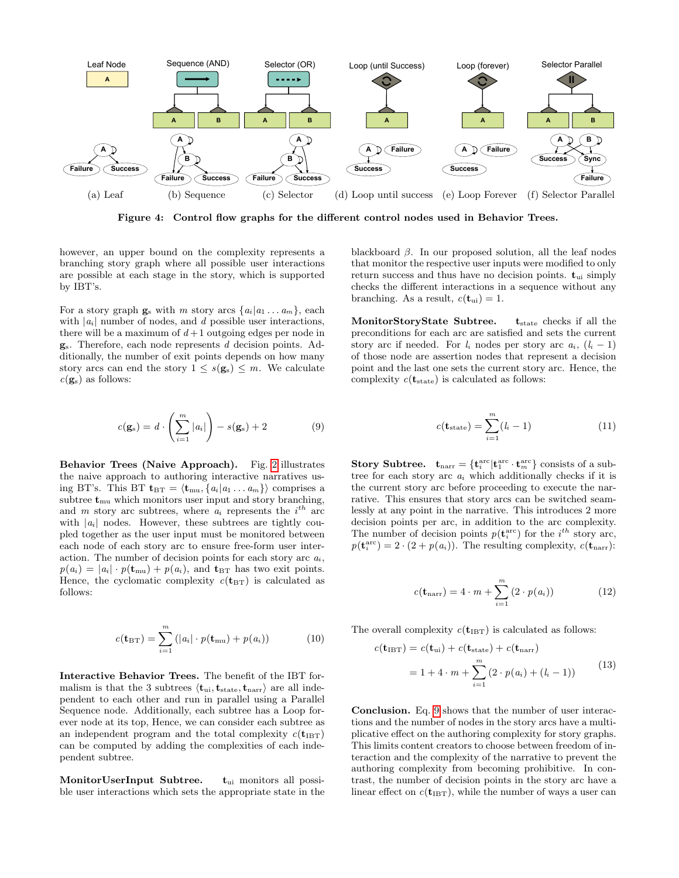(a) Leaf (b) Sequence (c) Selector (d) Loop until success (e) Loop Forever (f) Selector Parallel

**Figure 4: Control flow graphs for the different control nodes used in Behavior Trees.**

however, an upper bound on the complexity represents a branching story graph where all possible user interactions are possible at each stage in the story, which is supported by IBT's.

For a story graph $\mathbf{g}_s$ with $m$ story arcs $\{a_i | a_1 \ldots a_m\}$, each with $|a_i|$ number of nodes, and $d$ possible user interactions, there will be a maximum of $d+1$ outgoing edges per node in $\mathbf{g}_s$. Therefore, each node represents $d$ decision points. Additionally, the number of exit points depends on how many story arcs can end the story $1 \leq s(\mathbf{g}_s) \leq m$. We calculate $c(\mathbf{g}_s)$ as follows:

$$c(\mathbf{g}_s) = d \cdot \left( \sum_{i=1}^{m} |a_i| \right) - s(\mathbf{g}_s) + 2 \tag{9}$$

**Behavior Trees (Naive Approach).** Fig. 2 illustrates the naive approach to authoring interactive narratives using BT's. This BT $\mathbf{t}_{\text{BT}} = \langle \mathbf{t}_{\text{mu}}, \{a_i | a_1 \ldots a_m\} \rangle$ comprises a subtree $\mathbf{t}_{\text{mu}}$ which monitors user input and story branching, and $m$ story arc subtrees, where $a_i$ represents the $i^{th}$ arc with $|a_i|$ nodes. However, these subtrees are tightly coupled together as the user input must be monitored between each node of each story arc to ensure free-form user interaction. The number of decision points for each story arc $a_i$, $p(a_i) = |a_i| \cdot p(\mathbf{t}_{\text{mu}}) + p(a_i)$, and $\mathbf{t}_{\text{BT}}$ has two exit points. Hence, the cyclomatic complexity $c(\mathbf{t}_{\text{BT}})$ is calculated as follows:

$$c(\mathbf{t}_{\text{BT}}) = \sum_{i=1}^{m} (|a_i| \cdot p(\mathbf{t}_{\text{mu}}) + p(a_i)) \tag{10}$$

**Interactive Behavior Trees.** The benefit of the IBT formalism is that the 3 subtrees $\langle \mathbf{t}_{\text{ui}}, \mathbf{t}_{\text{state}}, \mathbf{t}_{\text{narr}} \rangle$ are all independent to each other and run in parallel using a Parallel Sequence node. Additionally, each subtree has a Loop forever node at its top, Hence, we can consider each subtree as an independent program and the total complexity $c(\mathbf{t}_{\text{IBT}})$ can be computed by adding the complexities of each independent subtree.

**MonitorUserInput Subtree.** $\mathbf{t}_{\text{ui}}$ monitors all possible user interactions which sets the appropriate state in the blackboard $\beta$. In our proposed solution, all the leaf nodes that monitor the respective user inputs were modified to only return success and thus have no decision points. $\mathbf{t}_{\text{ui}}$ simply checks the different interactions in a sequence without any branching. As a result, $c(\mathbf{t}_{\text{ui}}) = 1$.

**MonitorStoryState Subtree.** $\mathbf{t}_{\text{state}}$ checks if all the preconditions for each arc are satisfied and sets the current story arc if needed. For $l_i$ nodes per story arc $a_i$, $(l_i - 1)$ of those node are assertion nodes that represent a decision point and the last one sets the current story arc. Hence, the complexity $c(\mathbf{t}_{\text{state}})$ is calculated as follows:

$$c(\mathbf{t}_{\text{state}}) = \sum_{i=1}^{m} (l_i - 1) \tag{11}$$

**Story Subtree.** $\mathbf{t}_{\text{narr}} = \{\mathbf{t}_i^{\text{arc}} | \mathbf{t}_1^{\text{arc}} \cdot \mathbf{t}_m^{\text{arc}}\}$ consists of a subtree for each story arc $a_i$ which additionally checks if it is the current story arc before proceeding to execute the narrative. This ensures that story arcs can be switched seamlessly at any point in the narrative. This introduces 2 more decision points per arc, in addition to the arc complexity. The number of decision points $p(\mathbf{t}_i^{\text{arc}})$ for the $i^{th}$ story arc, $p(\mathbf{t}_i^{\text{arc}}) = 2 \cdot (2 + p(a_i))$. The resulting complexity, $c(\mathbf{t}_{\text{narr}})$:

$$c(\mathbf{t}_{\text{narr}}) = 4 \cdot m + \sum_{i=1}^{m} (2 \cdot p(a_i)) \tag{12}$$

The overall complexity $c(\mathbf{t}_{\text{IBT}})$ is calculated as follows:

$$\begin{aligned} c(\mathbf{t}_{\text{IBT}}) &= c(\mathbf{t}_{\text{ui}}) + c(\mathbf{t}_{\text{state}}) + c(\mathbf{t}_{\text{narr}}) \\ &= 1 + 4 \cdot m + \sum_{i=1}^{m} (2 \cdot p(a_i) + (l_i - 1)) \end{aligned} \tag{13}$$

**Conclusion.** Eq. 9 shows that the number of user interactions and the number of nodes in the story arcs have a multiplicative effect on the authoring complexity for story graphs. This limits content creators to choose between freedom of interaction and the complexity of the narrative to prevent the authoring complexity from becoming prohibitive. In contrast, the number of decision points in the story arc have a linear effect on $c(\mathbf{t}_{\text{IBT}})$, while the number of ways a user can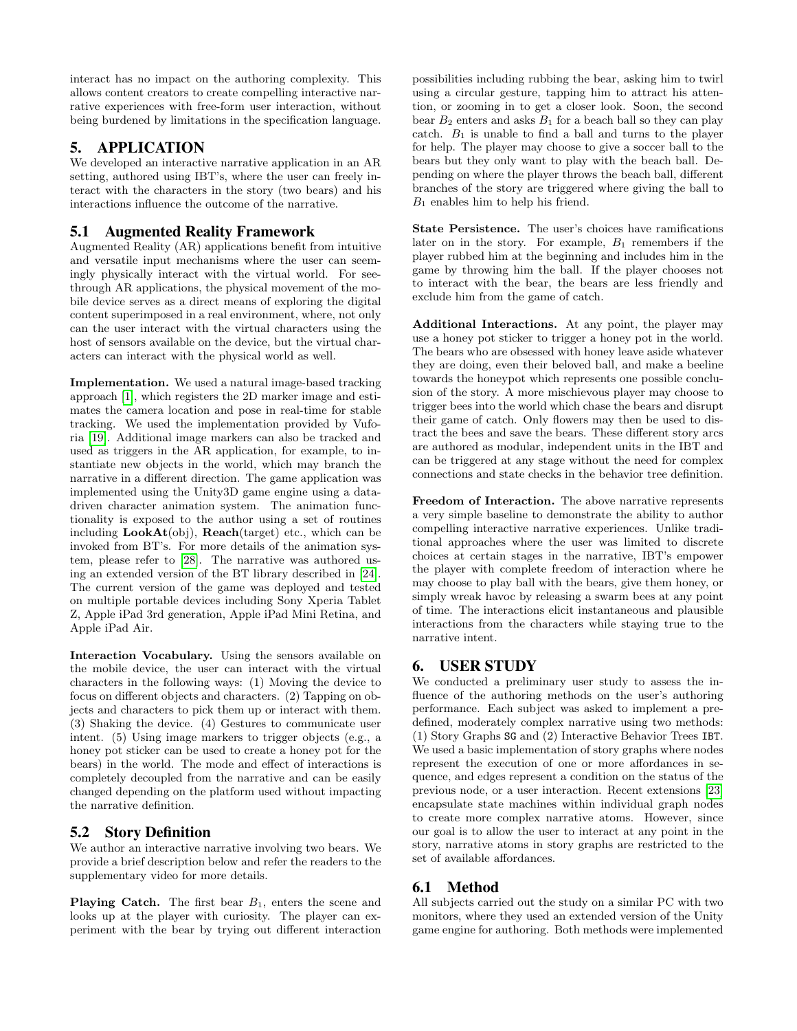interact has no impact on the authoring complexity. This allows content creators to create compelling interactive narrative experiences with free-form user interaction, without being burdened by limitations in the specification language.

## 5. APPLICATION

We developed an interactive narrative application in an AR setting, authored using IBT's, where the user can freely interact with the characters in the story (two bears) and his interactions influence the outcome of the narrative.

### 5.1 Augmented Reality Framework

Augmented Reality (AR) applications benefit from intuitive and versatile input mechanisms where the user can seemingly physically interact with the virtual world. For see-through AR applications, the physical movement of the mobile device serves as a direct means of exploring the digital content superimposed in a real environment, where, not only can the user interact with the virtual characters using the host of sensors available on the device, but the virtual characters can interact with the physical world as well.

**Implementation.** We used a natural image-based tracking approach [1], which registers the 2D marker image and estimates the camera location and pose in real-time for stable tracking. We used the implementation provided by Vuforia [19]. Additional image markers can also be tracked and used as triggers in the AR application, for example, to instantiate new objects in the world, which may branch the narrative in a different direction. The game application was implemented using the Unity3D game engine using a data-driven character animation system. The animation functionality is exposed to the author using a set of routines including **LookAt**(obj), **Reach**(target) etc., which can be invoked from BT's. For more details of the animation system, please refer to [28]. The narrative was authored using an extended version of the BT library described in [24]. The current version of the game was deployed and tested on multiple portable devices including Sony Xperia Tablet Z, Apple iPad 3rd generation, Apple iPad Mini Retina, and Apple iPad Air.

**Interaction Vocabulary.** Using the sensors available on the mobile device, the user can interact with the virtual characters in the following ways: (1) Moving the device to focus on different objects and characters. (2) Tapping on objects and characters to pick them up or interact with them. (3) Shaking the device. (4) Gestures to communicate user intent. (5) Using image markers to trigger objects (e.g., a honey pot sticker can be used to create a honey pot for the bears) in the world. The mode and effect of interactions is completely decoupled from the narrative and can be easily changed depending on the platform used without impacting the narrative definition.

### 5.2 Story Definition

We author an interactive narrative involving two bears. We provide a brief description below and refer the readers to the supplementary video for more details.

**Playing Catch.** The first bear $B_1$, enters the scene and looks up at the player with curiosity. The player can experiment with the bear by trying out different interaction possibilities including rubbing the bear, asking him to twirl using a circular gesture, tapping him to attract his attention, or zooming in to get a closer look. Soon, the second bear $B_2$ enters and asks $B_1$ for a beach ball so they can play catch. $B_1$ is unable to find a ball and turns to the player for help. The player may choose to give a soccer ball to the bears but they only want to play with the beach ball. Depending on where the player throws the beach ball, different branches of the story are triggered where giving the ball to $B_1$ enables him to help his friend.

**State Persistence.** The user's choices have ramifications later on in the story. For example, $B_1$ remembers if the player rubbed him at the beginning and includes him in the game by throwing him the ball. If the player chooses not to interact with the bear, the bears are less friendly and exclude him from the game of catch.

**Additional Interactions.** At any point, the player may use a honey pot sticker to trigger a honey pot in the world. The bears who are obsessed with honey leave aside whatever they are doing, even their beloved ball, and make a beeline towards the honeypot which represents one possible conclusion of the story. A more mischievous player may choose to trigger bees into the world which chase the bears and disrupt their game of catch. Only flowers may then be used to distract the bees and save the bears. These different story arcs are authored as modular, independent units in the IBT and can be triggered at any stage without the need for complex connections and state checks in the behavior tree definition.

**Freedom of Interaction.** The above narrative represents a very simple baseline to demonstrate the ability to author compelling interactive narrative experiences. Unlike traditional approaches where the user was limited to discrete choices at certain stages in the narrative, IBT's empower the player with complete freedom of interaction where he may choose to play ball with the bears, give them honey, or simply wreak havoc by releasing a swarm bees at any point of time. The interactions elicit instantaneous and plausible interactions from the characters while staying true to the narrative intent.

## 6. USER STUDY

We conducted a preliminary user study to assess the influence of the authoring methods on the user's authoring performance. Each subject was asked to implement a pre-defined, moderately complex narrative using two methods: (1) Story Graphs `SG` and (2) Interactive Behavior Trees `IBT`. We used a basic implementation of story graphs where nodes represent the execution of one or more affordances in sequence, and edges represent a condition on the status of the previous node, or a user interaction. Recent extensions [23] encapsulate state machines within individual graph nodes to create more complex narrative atoms. However, since our goal is to allow the user to interact at any point in the story, narrative atoms in story graphs are restricted to the set of available affordances.

### 6.1 Method

All subjects carried out the study on a similar PC with two monitors, where they used an extended version of the Unity game engine for authoring. Both methods were implemented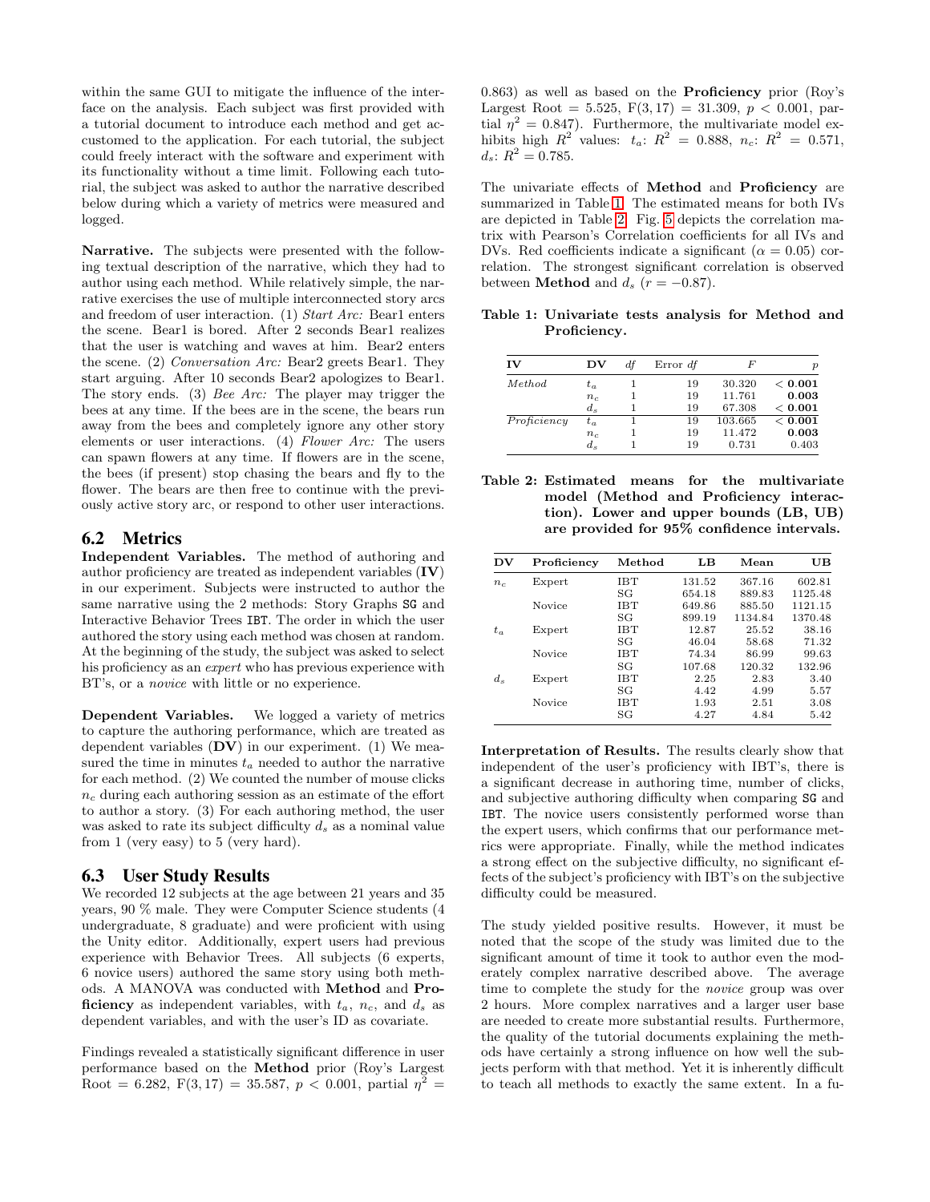within the same GUI to mitigate the influence of the interface on the analysis. Each subject was first provided with a tutorial document to introduce each method and get accustomed to the application. For each tutorial, the subject could freely interact with the software and experiment with its functionality without a time limit. Following each tutorial, the subject was asked to author the narrative described below during which a variety of metrics were measured and logged.

**Narrative.** The subjects were presented with the following textual description of the narrative, which they had to author using each method. While relatively simple, the narrative exercises the use of multiple interconnected story arcs and freedom of user interaction. (1) *Start Arc:* Bear1 enters the scene. Bear1 is bored. After 2 seconds Bear1 realizes that the user is watching and waves at him. Bear2 enters the scene. (2) *Conversation Arc:* Bear2 greets Bear1. They start arguing. After 10 seconds Bear2 apologizes to Bear1. The story ends. (3) *Bee Arc:* The player may trigger the bees at any time. If the bees are in the scene, the bears run away from the bees and completely ignore any other story elements or user interactions. (4) *Flower Arc:* The users can spawn flowers at any time. If flowers are in the scene, the bees (if present) stop chasing the bears and fly to the flower. The bears are then free to continue with the previously active story arc, or respond to other user interactions.

## 6.2 Metrics

**Independent Variables.** The method of authoring and author proficiency are treated as independent variables (**IV**) in our experiment. Subjects were instructed to author the same narrative using the 2 methods: Story Graphs **SG** and Interactive Behavior Trees IBT. The order in which the user authored the story using each method was chosen at random. At the beginning of the study, the subject was asked to select his proficiency as an *expert* who has previous experience with BT's, or a *novice* with little or no experience.

**Dependent Variables.** We logged a variety of metrics to capture the authoring performance, which are treated as dependent variables (**DV**) in our experiment. (1) We measured the time in minutes $t_a$ needed to author the narrative for each method. (2) We counted the number of mouse clicks $n_c$ during each authoring session as an estimate of the effort to author a story. (3) For each authoring method, the user was asked to rate its subject difficulty $d_s$ as a nominal value from 1 (very easy) to 5 (very hard).

## 6.3 User Study Results

We recorded 12 subjects at the age between 21 years and 35 years, 90 % male. They were Computer Science students (4 undergraduate, 8 graduate) and were proficient with using the Unity editor. Additionally, expert users had previous experience with Behavior Trees. All subjects (6 experts, 6 novice users) authored the same story using both methods. A MANOVA was conducted with **Method** and **Proficiency** as independent variables, with $t_a$, $n_c$, and $d_s$ as dependent variables, and with the user's ID as covariate.

Findings revealed a statistically significant difference in user performance based on the **Method** prior (Roy's Largest Root = 6.282, $F(3, 17) = 35.587$, $p < 0.001$, partial $\eta^2 = 0.863$) as well as based on the **Proficiency** prior (Roy's Largest Root = 5.525, $F(3, 17) = 31.309$, $p < 0.001$, partial $\eta^2 = 0.847$). Furthermore, the multivariate model exhibits high $R^2$ values: $t_a$: $R^2 = 0.888$, $n_c$: $R^2 = 0.571$, $d_s$: $R^2 = 0.785$.

The univariate effects of **Method** and **Proficiency** are summarized in Table 1. The estimated means for both IVs are depicted in Table 2. Fig. 5 depicts the correlation matrix with Pearson's Correlation coefficients for all IVs and DVs. Red coefficients indicate a significant ($\alpha = 0.05$) correlation. The strongest significant correlation is observed between **Method** and $d_s$ ($r = -0.87$).

**Table 1: Univariate tests analysis for Method and Proficiency.**

| IV | DV | $df$ | Error $df$ | $F$ | $p$ |
|---|---|---|---|---|---|
| *Method* | $t_a$ | 1 | 19 | 30.320 | **< 0.001** |
| | $n_c$ | 1 | 19 | 11.761 | **0.003** |
| | $d_s$ | 1 | 19 | 67.308 | **< 0.001** |
| *Proficiency* | $t_a$ | 1 | 19 | 103.665 | **< 0.001** |
| | $n_c$ | 1 | 19 | 11.472 | **0.003** |
| | $d_s$ | 1 | 19 | 0.731 | 0.403 |

**Table 2: Estimated means for the multivariate model (Method and Proficiency interaction). Lower and upper bounds (LB, UB) are provided for 95% confidence intervals.**

| DV | Proficiency | Method | LB | Mean | UB |
|---|---|---|---|---|---|
| $n_c$ | Expert | IBT | 131.52 | 367.16 | 602.81 |
| | | SG | 654.18 | 889.83 | 1125.48 |
| | Novice | IBT | 649.86 | 885.50 | 1121.15 |
| | | SG | 899.19 | 1134.84 | 1370.48 |
| $t_a$ | Expert | IBT | 12.87 | 25.52 | 38.16 |
| | | SG | 46.04 | 58.68 | 71.32 |
| | Novice | IBT | 74.34 | 86.99 | 99.63 |
| | | SG | 107.68 | 120.32 | 132.96 |
| $d_s$ | Expert | IBT | 2.25 | 2.83 | 3.40 |
| | | SG | 4.42 | 4.99 | 5.57 |
| | Novice | IBT | 1.93 | 2.51 | 3.08 |
| | | SG | 4.27 | 4.84 | 5.42 |

**Interpretation of Results.** The results clearly show that independent of the user's proficiency with IBT's, there is a significant decrease in authoring time, number of clicks, and subjective authoring difficulty when comparing **SG** and IBT. The novice users consistently performed worse than the expert users, which confirms that our performance metrics were appropriate. Finally, while the method indicates a strong effect on the subjective difficulty, no significant effects of the subject's proficiency with IBT's on the subjective difficulty could be measured.

The study yielded positive results. However, it must be noted that the scope of the study was limited due to the significant amount of time it took to author even the moderately complex narrative described above. The average time to complete the study for the *novice* group was over 2 hours. More complex narratives and a larger user base are needed to create more substantial results. Furthermore, the quality of the tutorial documents explaining the methods have certainly a strong influence on how well the subjects perform with that method. Yet it is inherently difficult to teach all methods to exactly the same extent. In a fu-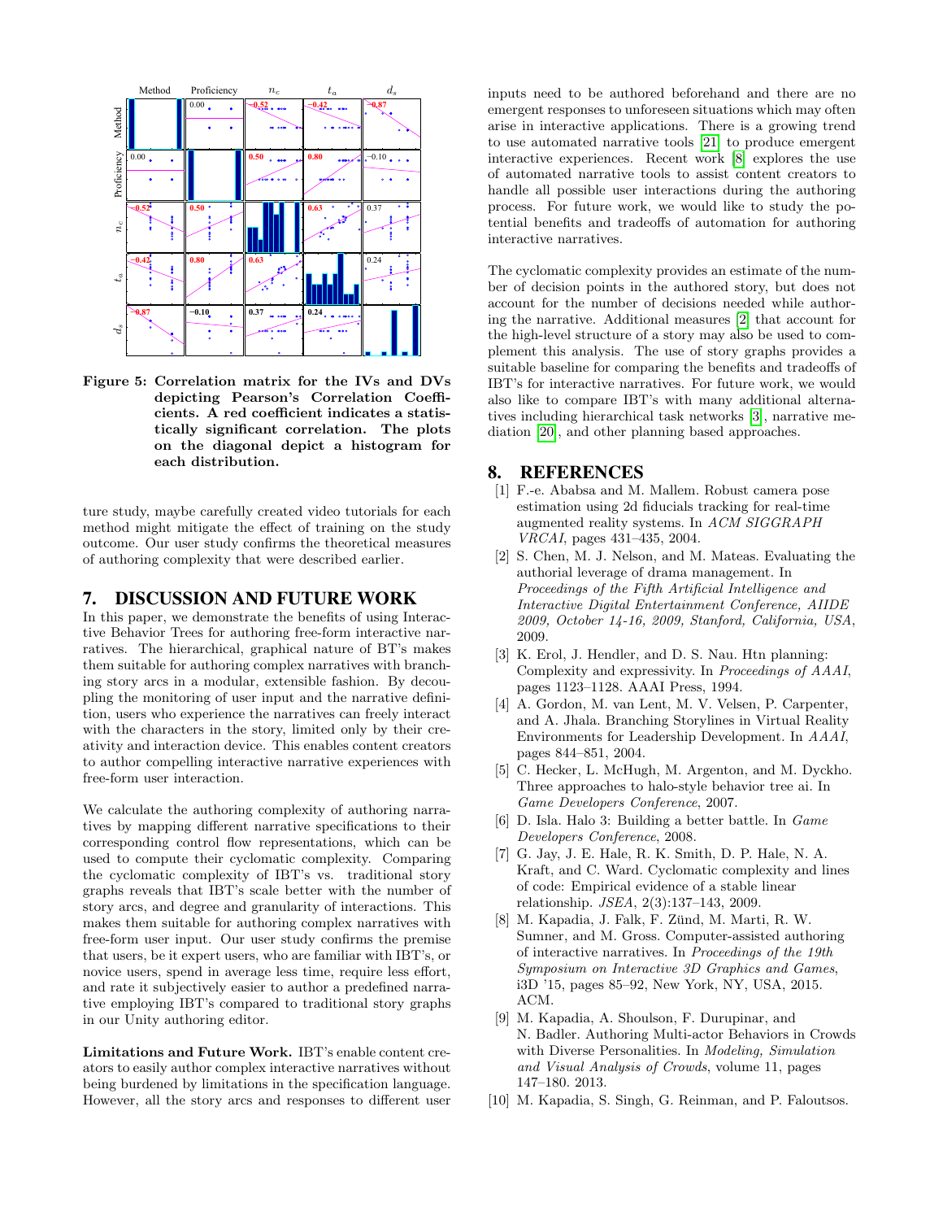Figure 5: Correlation matrix for the IVs and DVs depicting Pearson's Correlation Coefficients. A red coefficient indicates a statistically significant correlation. The plots on the diagonal depict a histogram for each distribution.

ture study, maybe carefully created video tutorials for each method might mitigate the effect of training on the study outcome. Our user study confirms the theoretical measures of authoring complexity that were described earlier.

## 7. DISCUSSION AND FUTURE WORK

In this paper, we demonstrate the benefits of using Interactive Behavior Trees for authoring free-form interactive narratives. The hierarchical, graphical nature of BT's makes them suitable for authoring complex narratives with branching story arcs in a modular, extensible fashion. By decoupling the monitoring of user input and the narrative definition, users who experience the narratives can freely interact with the characters in the story, limited only by their creativity and interaction device. This enables content creators to author compelling interactive narrative experiences with free-form user interaction.

We calculate the authoring complexity of authoring narratives by mapping different narrative specifications to their corresponding control flow representations, which can be used to compute their cyclomatic complexity. Comparing the cyclomatic complexity of IBT's vs. traditional story graphs reveals that IBT's scale better with the number of story arcs, and degree and granularity of interactions. This makes them suitable for authoring complex narratives with free-form user input. Our user study confirms the premise that users, be it expert users, who are familiar with IBT's, or novice users, spend in average less time, require less effort, and rate it subjectively easier to author a predefined narrative employing IBT's compared to traditional story graphs in our Unity authoring editor.

**Limitations and Future Work.** IBT's enable content creators to easily author complex interactive narratives without being burdened by limitations in the specification language. However, all the story arcs and responses to different user inputs need to be authored beforehand and there are no emergent responses to unforeseen situations which may often arise in interactive applications. There is a growing trend to use automated narrative tools [21] to produce emergent interactive experiences. Recent work [8] explores the use of automated narrative tools to assist content creators to handle all possible user interactions during the authoring process. For future work, we would like to study the potential benefits and tradeoffs of automation for authoring interactive narratives.

The cyclomatic complexity provides an estimate of the number of decision points in the authored story, but does not account for the number of decisions needed while authoring the narrative. Additional measures [2] that account for the high-level structure of a story may also be used to complement this analysis. The use of story graphs provides a suitable baseline for comparing the benefits and tradeoffs of IBT's for interactive narratives. For future work, we would also like to compare IBT's with many additional alternatives including hierarchical task networks [3], narrative mediation [20], and other planning based approaches.

## 8. REFERENCES

[1] F.-e. Ababsa and M. Mallem. Robust camera pose estimation using 2d fiducials tracking for real-time augmented reality systems. In *ACM SIGGRAPH VRCAI*, pages 431–435, 2004.

[2] S. Chen, M. J. Nelson, and M. Mateas. Evaluating the authorial leverage of drama management. In *Proceedings of the Fifth Artificial Intelligence and Interactive Digital Entertainment Conference, AIIDE 2009, October 14-16, 2009, Stanford, California, USA*, 2009.

[3] K. Erol, J. Hendler, and D. S. Nau. Htn planning: Complexity and expressivity. In *Proceedings of AAAI*, pages 1123–1128. AAAI Press, 1994.

[4] A. Gordon, M. van Lent, M. V. Velsen, P. Carpenter, and A. Jhala. Branching Storylines in Virtual Reality Environments for Leadership Development. In *AAAI*, pages 844–851, 2004.

[5] C. Hecker, L. McHugh, M. Argenton, and M. Dyckho. Three approaches to halo-style behavior tree ai. In *Game Developers Conference*, 2007.

[6] D. Isla. Halo 3: Building a better battle. In *Game Developers Conference*, 2008.

[7] G. Jay, J. E. Hale, R. K. Smith, D. P. Hale, N. A. Kraft, and C. Ward. Cyclomatic complexity and lines of code: Empirical evidence of a stable linear relationship. *JSEA*, 2(3):137–143, 2009.

[8] M. Kapadia, J. Falk, F. Zünd, M. Marti, R. W. Sumner, and M. Gross. Computer-assisted authoring of interactive narratives. In *Proceedings of the 19th Symposium on Interactive 3D Graphics and Games*, i3D '15, pages 85–92, New York, NY, USA, 2015. ACM.

[9] M. Kapadia, A. Shoulson, F. Durupinar, and N. Badler. Authoring Multi-actor Behaviors in Crowds with Diverse Personalities. In *Modeling, Simulation and Visual Analysis of Crowds*, volume 11, pages 147–180. 2013.

[10] M. Kapadia, S. Singh, G. Reinman, and P. Faloutsos.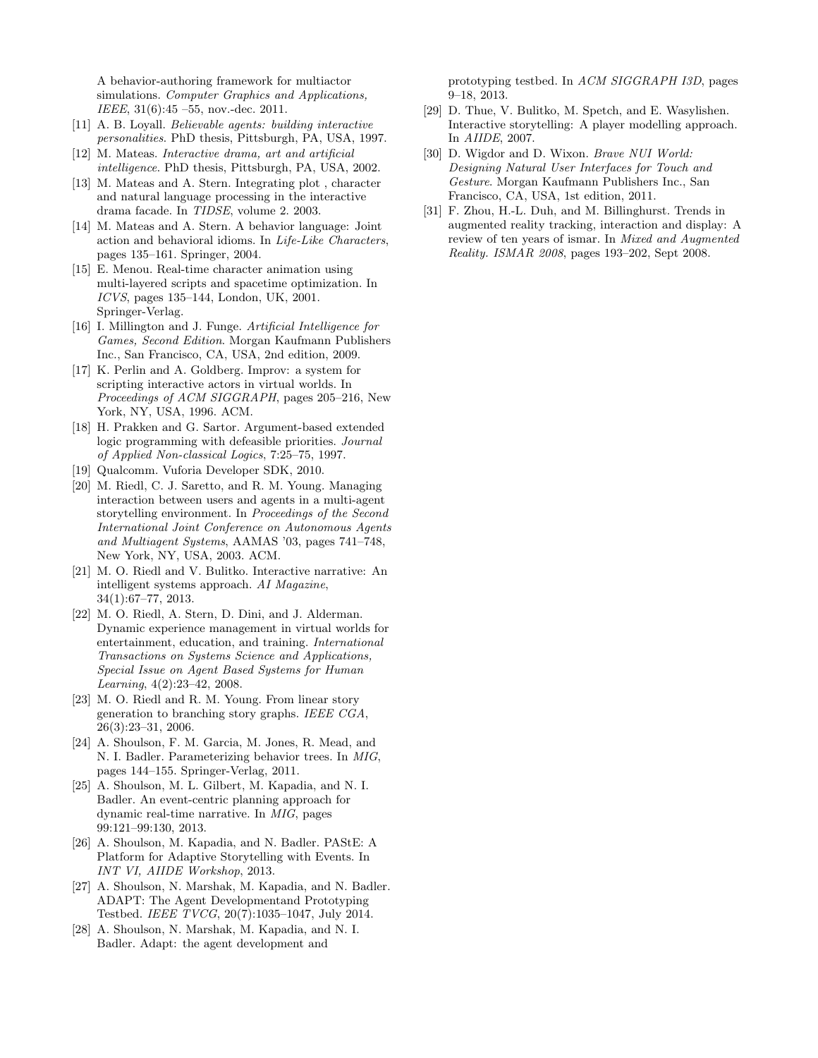A behavior-authoring framework for multiactor simulations. *Computer Graphics and Applications, IEEE*, 31(6):45 –55, nov.-dec. 2011.

[11] A. B. Loyall. *Believable agents: building interactive personalities*. PhD thesis, Pittsburgh, PA, USA, 1997.

[12] M. Mateas. *Interactive drama, art and artificial intelligence*. PhD thesis, Pittsburgh, PA, USA, 2002.

[13] M. Mateas and A. Stern. Integrating plot , character and natural language processing in the interactive drama facade. In *TIDSE*, volume 2. 2003.

[14] M. Mateas and A. Stern. A behavior language: Joint action and behavioral idioms. In *Life-Like Characters*, pages 135–161. Springer, 2004.

[15] E. Menou. Real-time character animation using multi-layered scripts and spacetime optimization. In *ICVS*, pages 135–144, London, UK, 2001. Springer-Verlag.

[16] I. Millington and J. Funge. *Artificial Intelligence for Games, Second Edition*. Morgan Kaufmann Publishers Inc., San Francisco, CA, USA, 2nd edition, 2009.

[17] K. Perlin and A. Goldberg. Improv: a system for scripting interactive actors in virtual worlds. In *Proceedings of ACM SIGGRAPH*, pages 205–216, New York, NY, USA, 1996. ACM.

[18] H. Prakken and G. Sartor. Argument-based extended logic programming with defeasible priorities. *Journal of Applied Non-classical Logics*, 7:25–75, 1997.

[19] Qualcomm. Vuforia Developer SDK, 2010.

[20] M. Riedl, C. J. Saretto, and R. M. Young. Managing interaction between users and agents in a multi-agent storytelling environment. In *Proceedings of the Second International Joint Conference on Autonomous Agents and Multiagent Systems*, AAMAS '03, pages 741–748, New York, NY, USA, 2003. ACM.

[21] M. O. Riedl and V. Bulitko. Interactive narrative: An intelligent systems approach. *AI Magazine*, 34(1):67–77, 2013.

[22] M. O. Riedl, A. Stern, D. Dini, and J. Alderman. Dynamic experience management in virtual worlds for entertainment, education, and training. *International Transactions on Systems Science and Applications, Special Issue on Agent Based Systems for Human Learning*, 4(2):23–42, 2008.

[23] M. O. Riedl and R. M. Young. From linear story generation to branching story graphs. *IEEE CGA*, 26(3):23–31, 2006.

[24] A. Shoulson, F. M. Garcia, M. Jones, R. Mead, and N. I. Badler. Parameterizing behavior trees. In *MIG*, pages 144–155. Springer-Verlag, 2011.

[25] A. Shoulson, M. L. Gilbert, M. Kapadia, and N. I. Badler. An event-centric planning approach for dynamic real-time narrative. In *MIG*, pages 99:121–99:130, 2013.

[26] A. Shoulson, M. Kapadia, and N. Badler. PAStE: A Platform for Adaptive Storytelling with Events. In *INT VI, AIIDE Workshop*, 2013.

[27] A. Shoulson, N. Marshak, M. Kapadia, and N. Badler. ADAPT: The Agent Developmentand Prototyping Testbed. *IEEE TVCG*, 20(7):1035–1047, July 2014.

[28] A. Shoulson, N. Marshak, M. Kapadia, and N. I. Badler. Adapt: the agent development and prototyping testbed. In *ACM SIGGRAPH I3D*, pages 9–18, 2013.

[29] D. Thue, V. Bulitko, M. Spetch, and E. Wasylishen. Interactive storytelling: A player modelling approach. In *AIIDE*, 2007.

[30] D. Wigdor and D. Wixon. *Brave NUI World: Designing Natural User Interfaces for Touch and Gesture*. Morgan Kaufmann Publishers Inc., San Francisco, CA, USA, 1st edition, 2011.

[31] F. Zhou, H.-L. Duh, and M. Billinghurst. Trends in augmented reality tracking, interaction and display: A review of ten years of ismar. In *Mixed and Augmented Reality. ISMAR 2008*, pages 193–202, Sept 2008.